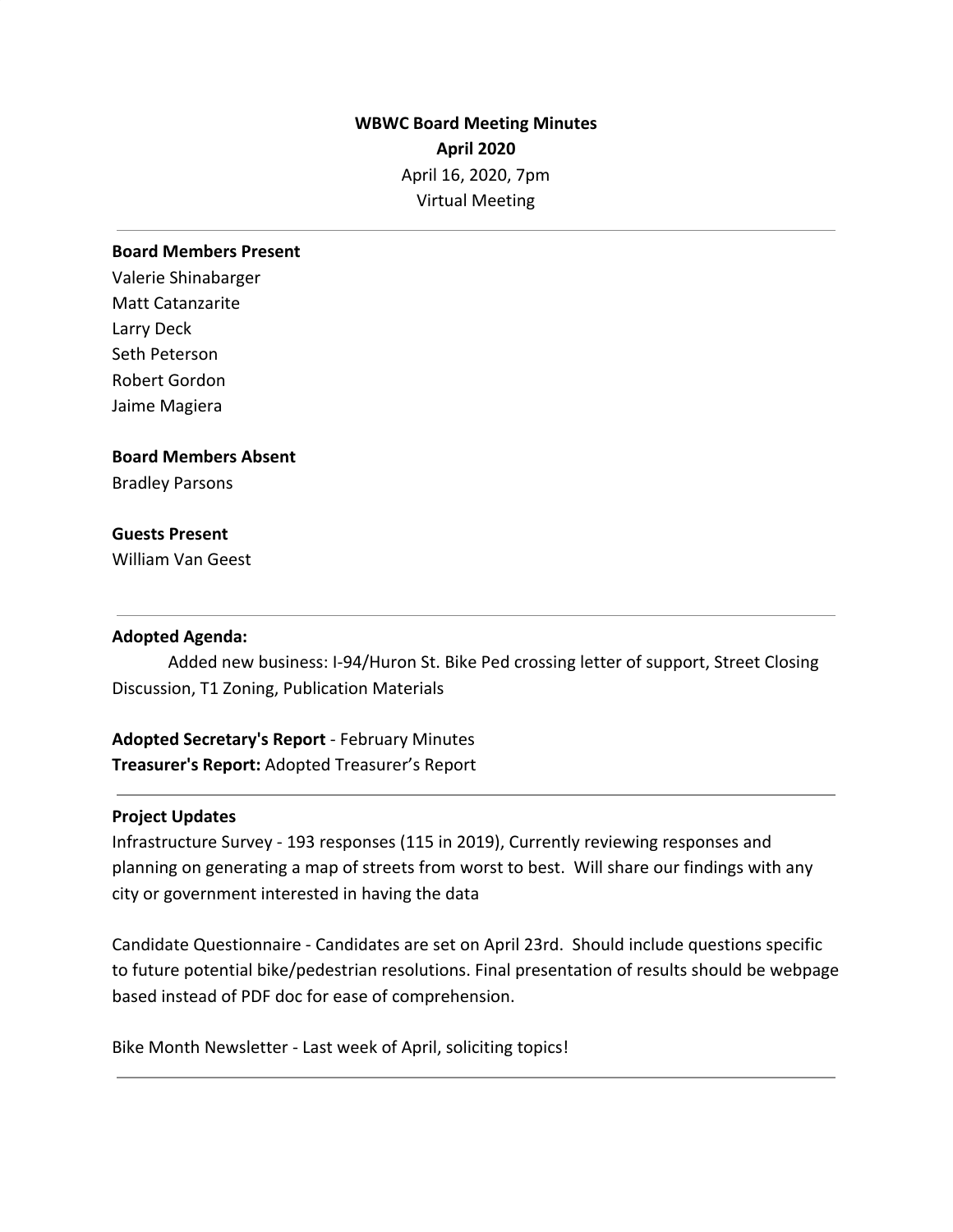**WBWC Board Meeting Minutes**
**April 2020**
April 16, 2020, 7pm
Virtual Meeting

---

**Board Members Present**
Valerie Shinabarger
Matt Catanzarite
Larry Deck
Seth Peterson
Robert Gordon
Jaime Magiera

**Board Members Absent**
Bradley Parsons

**Guests Present**
William Van Geest

---

**Adopted Agenda:**
Added new business: I-94/Huron St. Bike Ped crossing letter of support, Street Closing Discussion, T1 Zoning, Publication Materials

**Adopted Secretary's Report** - February Minutes
**Treasurer's Report:** Adopted Treasurer's Report

---

**Project Updates**
Infrastructure Survey - 193 responses (115 in 2019), Currently reviewing responses and planning on generating a map of streets from worst to best. Will share our findings with any city or government interested in having the data

Candidate Questionnaire - Candidates are set on April 23rd. Should include questions specific to future potential bike/pedestrian resolutions. Final presentation of results should be webpage based instead of PDF doc for ease of comprehension.

Bike Month Newsletter - Last week of April, soliciting topics!

---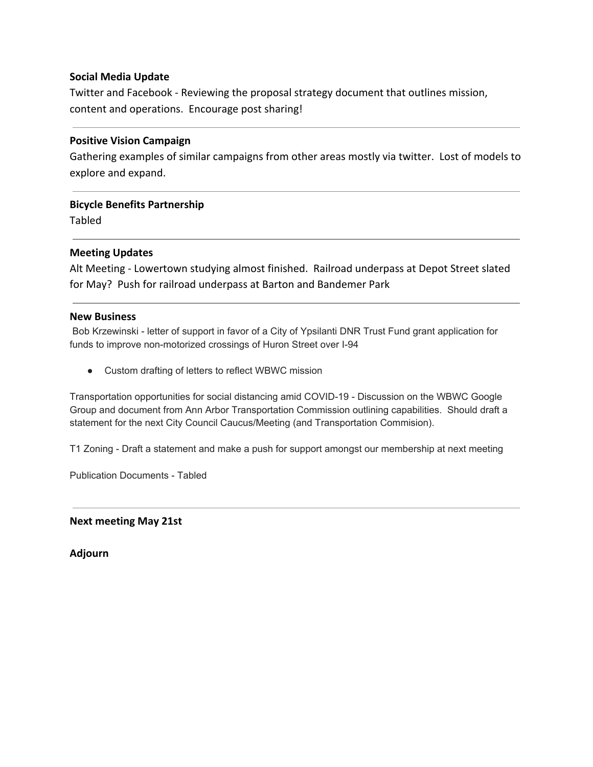**Social Media Update**

Twitter and Facebook - Reviewing the proposal strategy document that outlines mission, content and operations. Encourage post sharing!

---

**Positive Vision Campaign**

Gathering examples of similar campaigns from other areas mostly via twitter. Lost of models to explore and expand.

---

**Bicycle Benefits Partnership**

Tabled

---

**Meeting Updates**

Alt Meeting - Lowertown studying almost finished. Railroad underpass at Depot Street slated for May? Push for railroad underpass at Barton and Bandemer Park

---

**New Business**

Bob Krzewinski - letter of support in favor of a City of Ypsilanti DNR Trust Fund grant application for funds to improve non-motorized crossings of Huron Street over I-94

- Custom drafting of letters to reflect WBWC mission

Transportation opportunities for social distancing amid COVID-19 - Discussion on the WBWC Google Group and document from Ann Arbor Transportation Commission outlining capabilities. Should draft a statement for the next City Council Caucus/Meeting (and Transportation Commision).

T1 Zoning - Draft a statement and make a push for support amongst our membership at next meeting

Publication Documents - Tabled

---

**Next meeting May 21st**

**Adjourn**